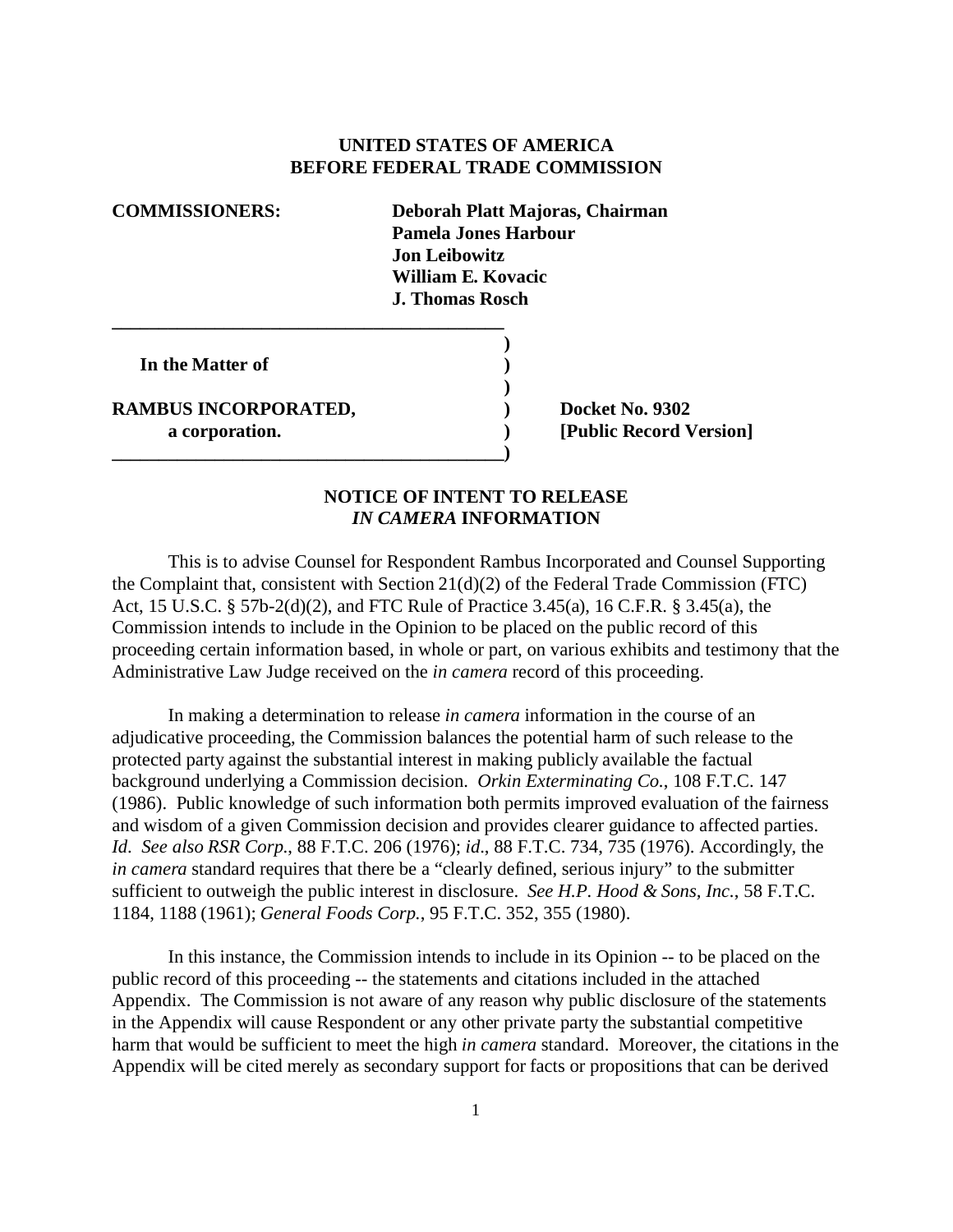**UNITED STATES OF AMERICA**
**BEFORE FEDERAL TRADE COMMISSION**

**COMMISSIONERS:** **Deborah Platt Majoras, Chairman**
**Pamela Jones Harbour**
**Jon Leibowitz**
**William E. Kovacic**
**J. Thomas Rosch**

| | |
|---|---|
| **In the Matter of** | |
| | |
| **RAMBUS INCORPORATED,** | **Docket No. 9302** |
| **a corporation.** | **[Public Record Version]** |

**NOTICE OF INTENT TO RELEASE**
***IN CAMERA* INFORMATION**

This is to advise Counsel for Respondent Rambus Incorporated and Counsel Supporting the Complaint that, consistent with Section 21(d)(2) of the Federal Trade Commission (FTC) Act, 15 U.S.C. § 57b-2(d)(2), and FTC Rule of Practice 3.45(a), 16 C.F.R. § 3.45(a), the Commission intends to include in the Opinion to be placed on the public record of this proceeding certain information based, in whole or part, on various exhibits and testimony that the Administrative Law Judge received on the *in camera* record of this proceeding.

In making a determination to release *in camera* information in the course of an adjudicative proceeding, the Commission balances the potential harm of such release to the protected party against the substantial interest in making publicly available the factual background underlying a Commission decision. *Orkin Exterminating Co.*, 108 F.T.C. 147 (1986). Public knowledge of such information both permits improved evaluation of the fairness and wisdom of a given Commission decision and provides clearer guidance to affected parties. *Id*. *See also RSR Corp.*, 88 F.T.C. 206 (1976); *id*., 88 F.T.C. 734, 735 (1976). Accordingly, the *in camera* standard requires that there be a "clearly defined, serious injury" to the submitter sufficient to outweigh the public interest in disclosure. *See H.P. Hood & Sons, Inc.*, 58 F.T.C. 1184, 1188 (1961); *General Foods Corp.*, 95 F.T.C. 352, 355 (1980).

In this instance, the Commission intends to include in its Opinion -- to be placed on the public record of this proceeding -- the statements and citations included in the attached Appendix. The Commission is not aware of any reason why public disclosure of the statements in the Appendix will cause Respondent or any other private party the substantial competitive harm that would be sufficient to meet the high *in camera* standard. Moreover, the citations in the Appendix will be cited merely as secondary support for facts or propositions that can be derived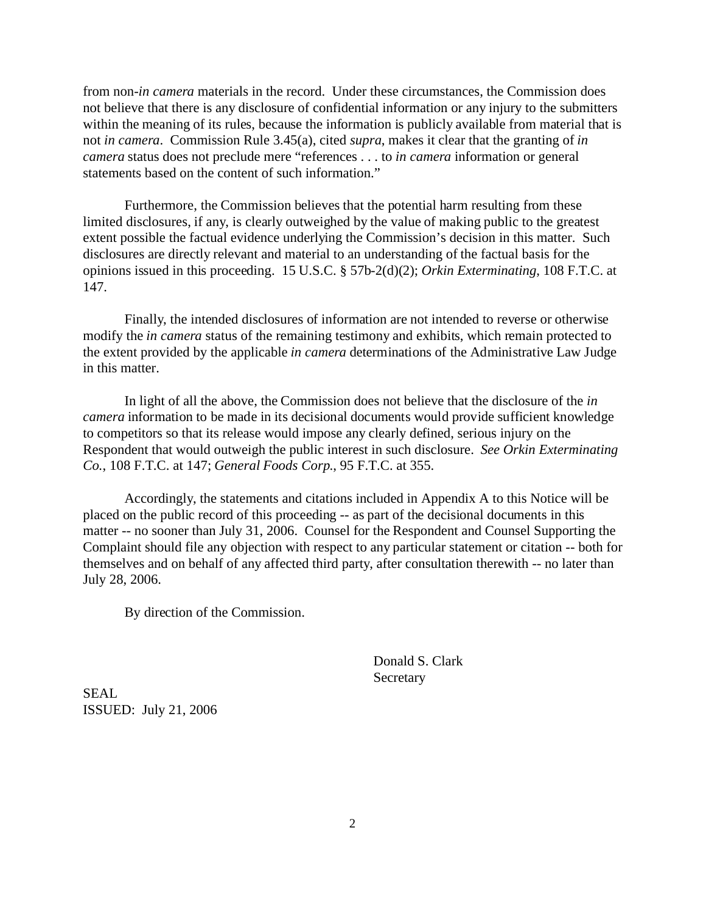from non-*in camera* materials in the record. Under these circumstances, the Commission does not believe that there is any disclosure of confidential information or any injury to the submitters within the meaning of its rules, because the information is publicly available from material that is not *in camera*. Commission Rule 3.45(a), cited *supra*, makes it clear that the granting of *in camera* status does not preclude mere "references . . . to *in camera* information or general statements based on the content of such information."

Furthermore, the Commission believes that the potential harm resulting from these limited disclosures, if any, is clearly outweighed by the value of making public to the greatest extent possible the factual evidence underlying the Commission's decision in this matter. Such disclosures are directly relevant and material to an understanding of the factual basis for the opinions issued in this proceeding. 15 U.S.C. § 57b-2(d)(2); *Orkin Exterminating*, 108 F.T.C. at 147.

Finally, the intended disclosures of information are not intended to reverse or otherwise modify the *in camera* status of the remaining testimony and exhibits, which remain protected to the extent provided by the applicable *in camera* determinations of the Administrative Law Judge in this matter.

In light of all the above, the Commission does not believe that the disclosure of the *in camera* information to be made in its decisional documents would provide sufficient knowledge to competitors so that its release would impose any clearly defined, serious injury on the Respondent that would outweigh the public interest in such disclosure. *See Orkin Exterminating Co.*, 108 F.T.C. at 147; *General Foods Corp.*, 95 F.T.C. at 355.

Accordingly, the statements and citations included in Appendix A to this Notice will be placed on the public record of this proceeding -- as part of the decisional documents in this matter -- no sooner than July 31, 2006. Counsel for the Respondent and Counsel Supporting the Complaint should file any objection with respect to any particular statement or citation -- both for themselves and on behalf of any affected third party, after consultation therewith -- no later than July 28, 2006.

By direction of the Commission.

Donald S. Clark
Secretary

SEAL
ISSUED: July 21, 2006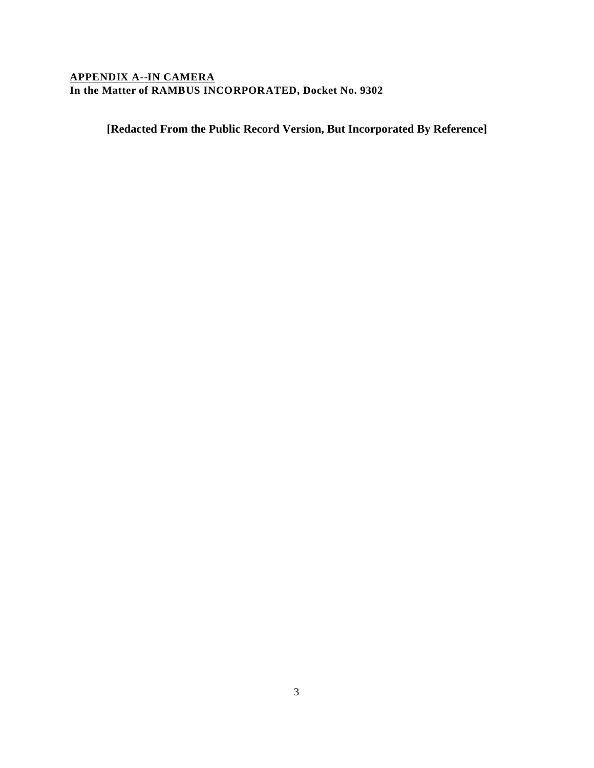**<u>APPENDIX A--IN CAMERA</u>**
**In the Matter of RAMBUS INCORPORATED, Docket No. 9302**

**[Redacted From the Public Record Version, But Incorporated By Reference]**